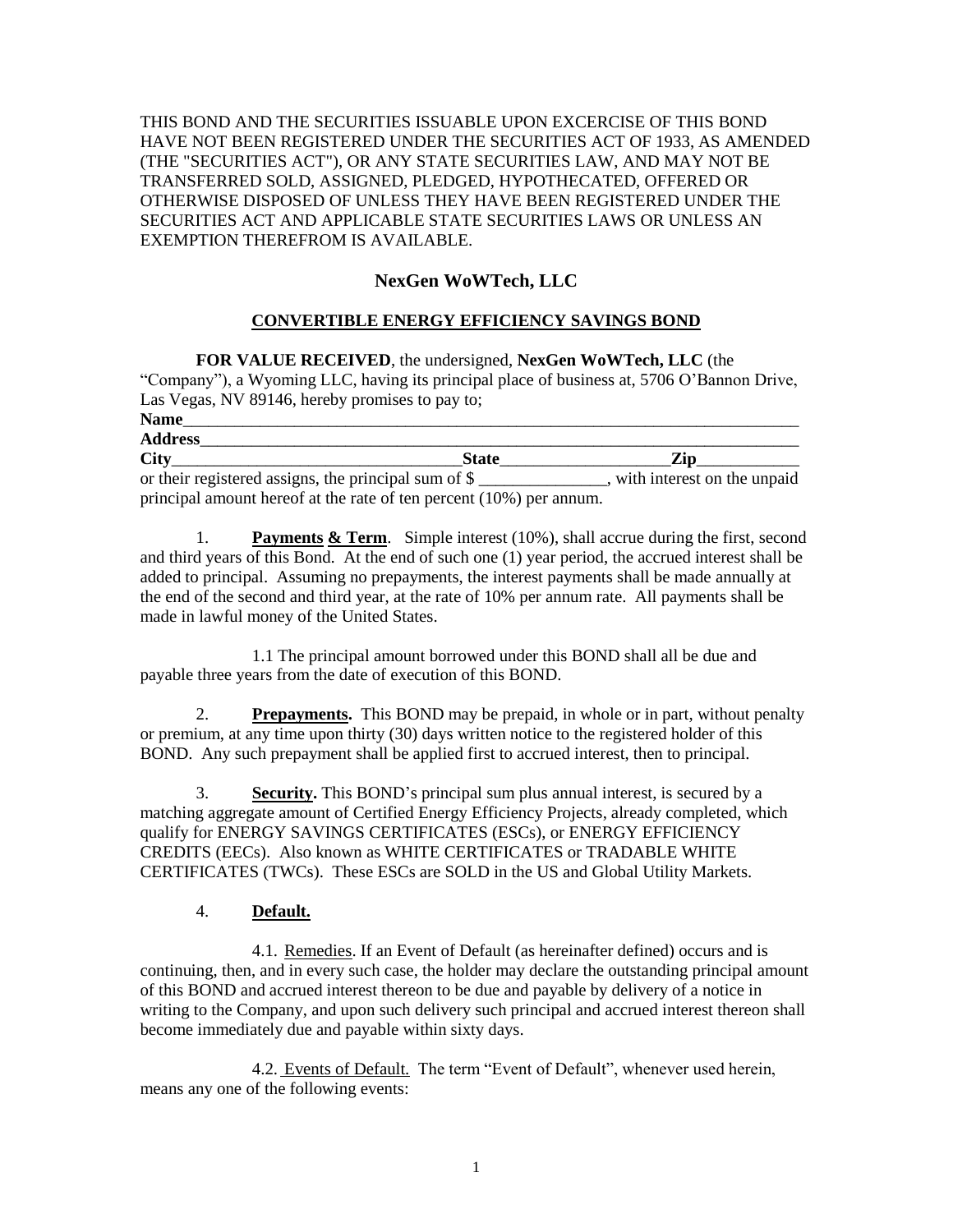THIS BOND AND THE SECURITIES ISSUABLE UPON EXCERCISE OF THIS BOND HAVE NOT BEEN REGISTERED UNDER THE SECURITIES ACT OF 1933, AS AMENDED (THE "SECURITIES ACT"), OR ANY STATE SECURITIES LAW, AND MAY NOT BE TRANSFERRED SOLD, ASSIGNED, PLEDGED, HYPOTHECATED, OFFERED OR OTHERWISE DISPOSED OF UNLESS THEY HAVE BEEN REGISTERED UNDER THE SECURITIES ACT AND APPLICABLE STATE SECURITIES LAWS OR UNLESS AN EXEMPTION THEREFROM IS AVAILABLE.

## NexGen WoWTech, LLC

### CONVERTIBLE ENERGY EFFICIENCY SAVINGS BOND

**FOR VALUE RECEIVED**, the undersigned, **NexGen WoWTech, LLC** (the "Company"), a Wyoming LLC, having its principal place of business at, 5706 O'Bannon Drive, Las Vegas, NV 89146, hereby promises to pay to;

**Name**\_\_\_\_\_\_\_\_\_\_\_\_\_\_\_\_\_\_\_\_\_\_\_\_\_\_\_\_\_\_\_\_\_\_\_\_\_\_\_\_\_\_\_\_\_\_\_\_\_\_\_\_\_\_\_\_\_\_\_\_\_\_\_\_

**Address**\_\_\_\_\_\_\_\_\_\_\_\_\_\_\_\_\_\_\_\_\_\_\_\_\_\_\_\_\_\_\_\_\_\_\_\_\_\_\_\_\_\_\_\_\_\_\_\_\_\_\_\_\_\_\_\_\_\_\_\_\_\_

**City**\_\_\_\_\_\_\_\_\_\_\_\_\_\_\_\_\_\_\_\_\_\_\_\_\_\_\_\_\_\_**State**\_\_\_\_\_\_\_\_\_\_\_\_\_\_\_\_\_\_**Zip**\_\_\_\_\_\_\_\_\_\_\_

or their registered assigns, the principal sum of $ \_\_\_\_\_\_\_\_\_\_\_\_\_\_\_, with interest on the unpaid principal amount hereof at the rate of ten percent (10%) per annum.

1. **Payments & Term**. Simple interest (10%), shall accrue during the first, second and third years of this Bond. At the end of such one (1) year period, the accrued interest shall be added to principal. Assuming no prepayments, the interest payments shall be made annually at the end of the second and third year, at the rate of 10% per annum rate. All payments shall be made in lawful money of the United States.

   1.1 The principal amount borrowed under this BOND shall all be due and payable three years from the date of execution of this BOND.

2. **Prepayments.** This BOND may be prepaid, in whole or in part, without penalty or premium, at any time upon thirty (30) days written notice to the registered holder of this BOND. Any such prepayment shall be applied first to accrued interest, then to principal.

3. **Security.** This BOND's principal sum plus annual interest, is secured by a matching aggregate amount of Certified Energy Efficiency Projects, already completed, which qualify for ENERGY SAVINGS CERTIFICATES (ESCs), or ENERGY EFFICIENCY CREDITS (EECs). Also known as WHITE CERTIFICATES or TRADABLE WHITE CERTIFICATES (TWCs). These ESCs are SOLD in the US and Global Utility Markets.

4. **Default.**

   4.1. Remedies. If an Event of Default (as hereinafter defined) occurs and is continuing, then, and in every such case, the holder may declare the outstanding principal amount of this BOND and accrued interest thereon to be due and payable by delivery of a notice in writing to the Company, and upon such delivery such principal and accrued interest thereon shall become immediately due and payable within sixty days.

   4.2. Events of Default. The term "Event of Default", whenever used herein, means any one of the following events: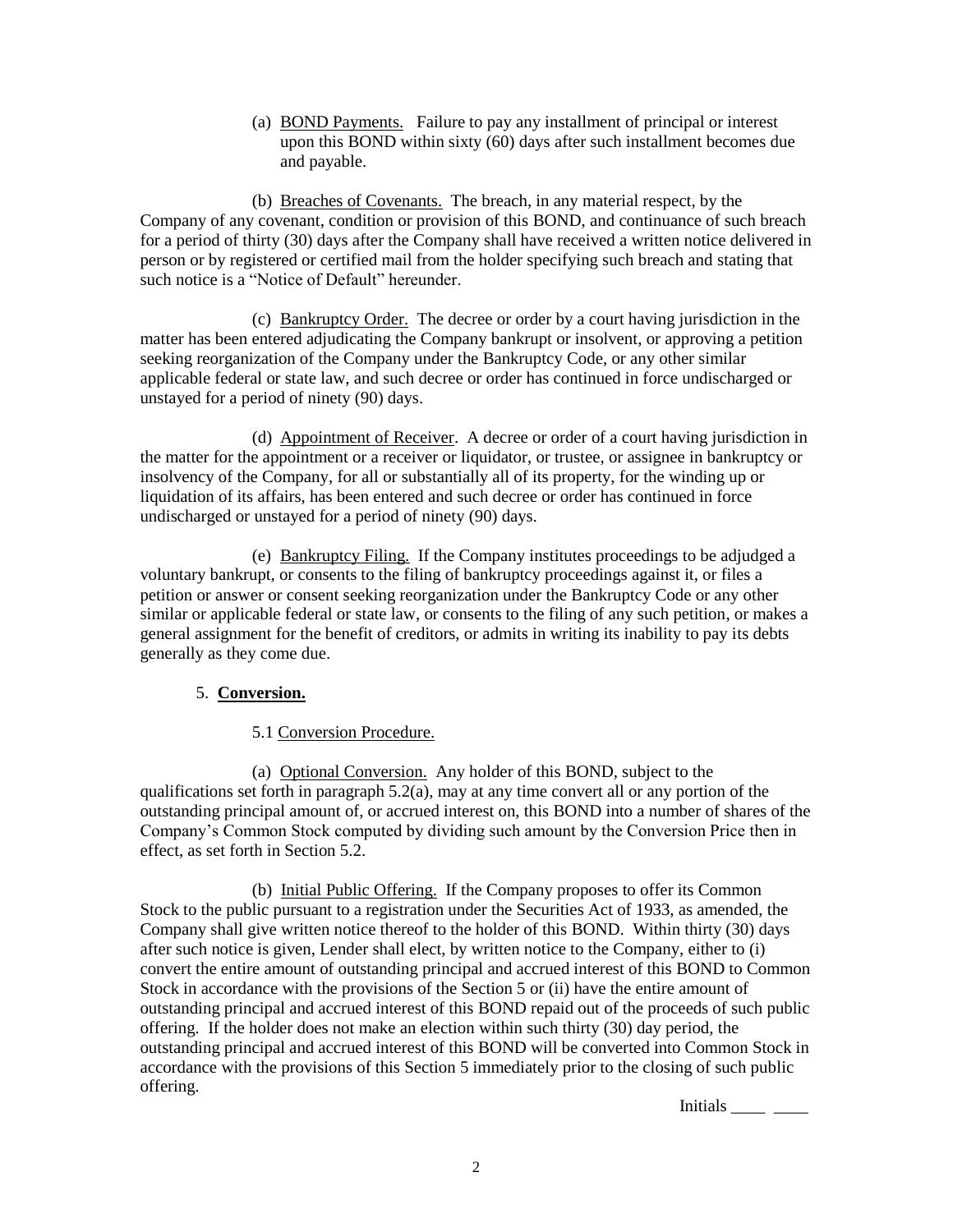(a) <u>BOND Payments.</u> Failure to pay any installment of principal or interest upon this BOND within sixty (60) days after such installment becomes due and payable.

(b) <u>Breaches of Covenants.</u> The breach, in any material respect, by the Company of any covenant, condition or provision of this BOND, and continuance of such breach for a period of thirty (30) days after the Company shall have received a written notice delivered in person or by registered or certified mail from the holder specifying such breach and stating that such notice is a "Notice of Default" hereunder.

(c) <u>Bankruptcy Order.</u> The decree or order by a court having jurisdiction in the matter has been entered adjudicating the Company bankrupt or insolvent, or approving a petition seeking reorganization of the Company under the Bankruptcy Code, or any other similar applicable federal or state law, and such decree or order has continued in force undischarged or unstayed for a period of ninety (90) days.

(d) <u>Appointment of Receiver</u>. A decree or order of a court having jurisdiction in the matter for the appointment or a receiver or liquidator, or trustee, or assignee in bankruptcy or insolvency of the Company, for all or substantially all of its property, for the winding up or liquidation of its affairs, has been entered and such decree or order has continued in force undischarged or unstayed for a period of ninety (90) days.

(e) <u>Bankruptcy Filing.</u> If the Company institutes proceedings to be adjudged a voluntary bankrupt, or consents to the filing of bankruptcy proceedings against it, or files a petition or answer or consent seeking reorganization under the Bankruptcy Code or any other similar or applicable federal or state law, or consents to the filing of any such petition, or makes a general assignment for the benefit of creditors, or admits in writing its inability to pay its debts generally as they come due.

5. **<u>Conversion.</u>**

5.1 <u>Conversion Procedure.</u>

(a) <u>Optional Conversion.</u> Any holder of this BOND, subject to the qualifications set forth in paragraph 5.2(a), may at any time convert all or any portion of the outstanding principal amount of, or accrued interest on, this BOND into a number of shares of the Company's Common Stock computed by dividing such amount by the Conversion Price then in effect, as set forth in Section 5.2.

(b) <u>Initial Public Offering.</u> If the Company proposes to offer its Common Stock to the public pursuant to a registration under the Securities Act of 1933, as amended, the Company shall give written notice thereof to the holder of this BOND. Within thirty (30) days after such notice is given, Lender shall elect, by written notice to the Company, either to (i) convert the entire amount of outstanding principal and accrued interest of this BOND to Common Stock in accordance with the provisions of the Section 5 or (ii) have the entire amount of outstanding principal and accrued interest of this BOND repaid out of the proceeds of such public offering. If the holder does not make an election within such thirty (30) day period, the outstanding principal and accrued interest of this BOND will be converted into Common Stock in accordance with the provisions of this Section 5 immediately prior to the closing of such public offering.

Initials ____ ____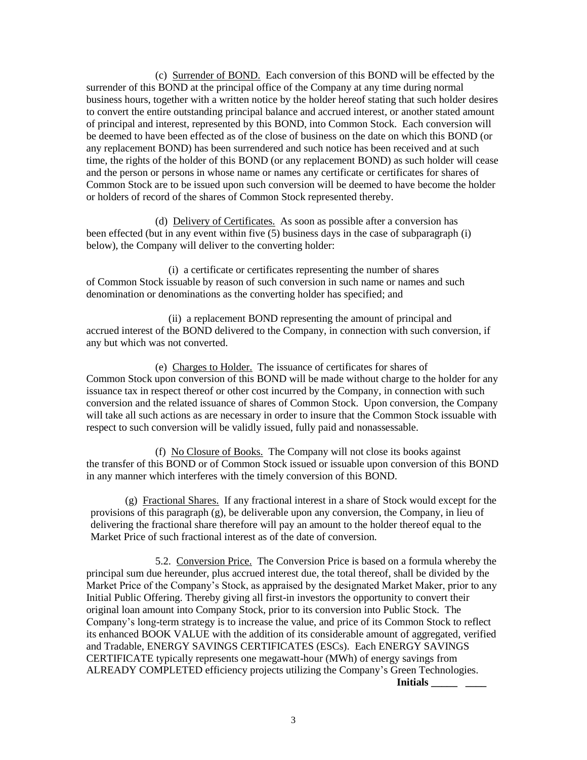(c) Surrender of BOND. Each conversion of this BOND will be effected by the surrender of this BOND at the principal office of the Company at any time during normal business hours, together with a written notice by the holder hereof stating that such holder desires to convert the entire outstanding principal balance and accrued interest, or another stated amount of principal and interest, represented by this BOND, into Common Stock. Each conversion will be deemed to have been effected as of the close of business on the date on which this BOND (or any replacement BOND) has been surrendered and such notice has been received and at such time, the rights of the holder of this BOND (or any replacement BOND) as such holder will cease and the person or persons in whose name or names any certificate or certificates for shares of Common Stock are to be issued upon such conversion will be deemed to have become the holder or holders of record of the shares of Common Stock represented thereby.

(d) Delivery of Certificates. As soon as possible after a conversion has been effected (but in any event within five (5) business days in the case of subparagraph (i) below), the Company will deliver to the converting holder:

(i) a certificate or certificates representing the number of shares of Common Stock issuable by reason of such conversion in such name or names and such denomination or denominations as the converting holder has specified; and

(ii) a replacement BOND representing the amount of principal and accrued interest of the BOND delivered to the Company, in connection with such conversion, if any but which was not converted.

(e) Charges to Holder. The issuance of certificates for shares of Common Stock upon conversion of this BOND will be made without charge to the holder for any issuance tax in respect thereof or other cost incurred by the Company, in connection with such conversion and the related issuance of shares of Common Stock. Upon conversion, the Company will take all such actions as are necessary in order to insure that the Common Stock issuable with respect to such conversion will be validly issued, fully paid and nonassessable.

(f) No Closure of Books. The Company will not close its books against the transfer of this BOND or of Common Stock issued or issuable upon conversion of this BOND in any manner which interferes with the timely conversion of this BOND.

(g) Fractional Shares. If any fractional interest in a share of Stock would except for the provisions of this paragraph (g), be deliverable upon any conversion, the Company, in lieu of delivering the fractional share therefore will pay an amount to the holder thereof equal to the Market Price of such fractional interest as of the date of conversion.

5.2. Conversion Price. The Conversion Price is based on a formula whereby the principal sum due hereunder, plus accrued interest due, the total thereof, shall be divided by the Market Price of the Company's Stock, as appraised by the designated Market Maker, prior to any Initial Public Offering. Thereby giving all first-in investors the opportunity to convert their original loan amount into Company Stock, prior to its conversion into Public Stock. The Company's long-term strategy is to increase the value, and price of its Common Stock to reflect its enhanced BOOK VALUE with the addition of its considerable amount of aggregated, verified and Tradable, ENERGY SAVINGS CERTIFICATES (ESCs). Each ENERGY SAVINGS CERTIFICATE typically represents one megawatt-hour (MWh) of energy savings from ALREADY COMPLETED efficiency projects utilizing the Company's Green Technologies.

**Initials _____ ____**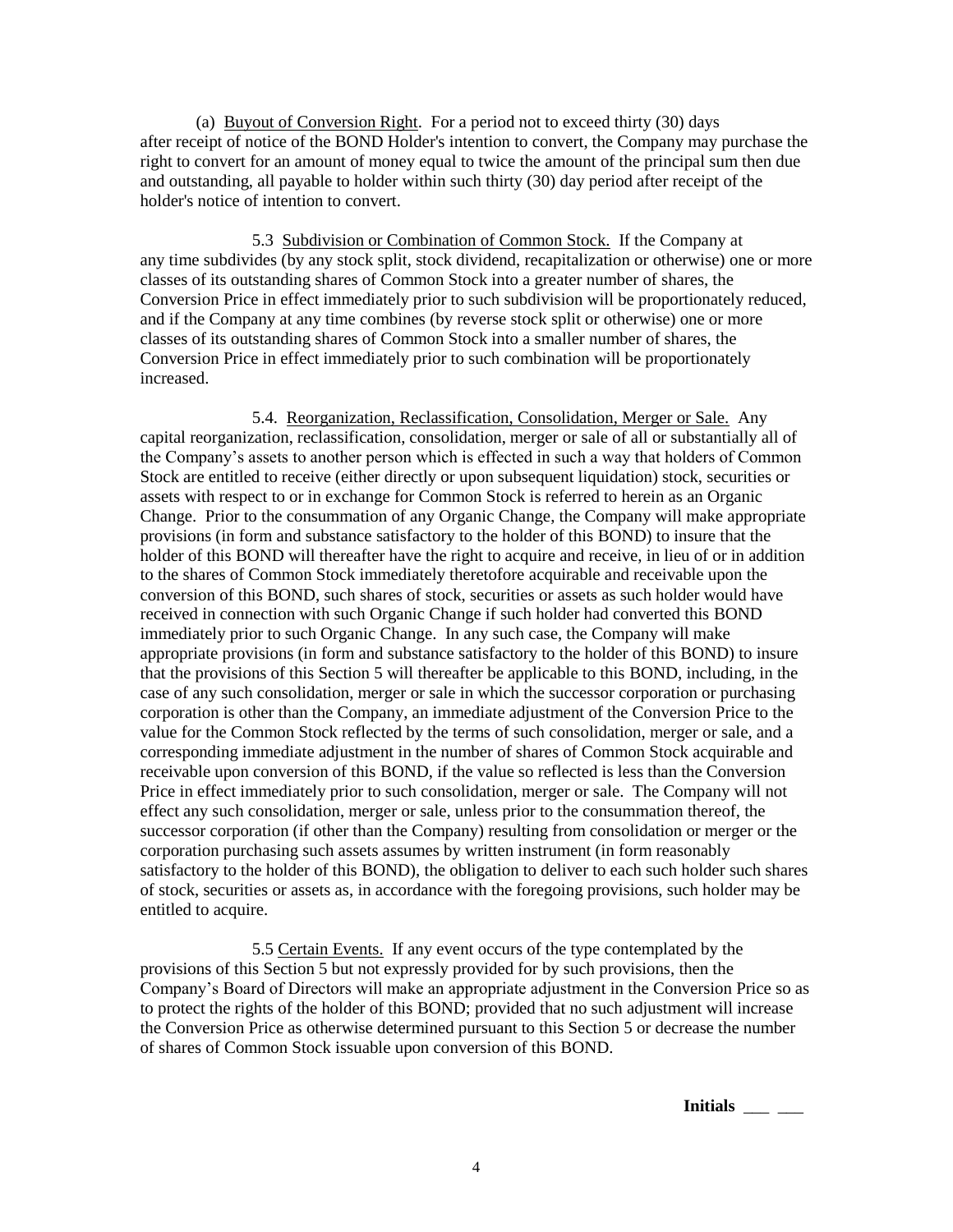(a) Buyout of Conversion Right. For a period not to exceed thirty (30) days after receipt of notice of the BOND Holder's intention to convert, the Company may purchase the right to convert for an amount of money equal to twice the amount of the principal sum then due and outstanding, all payable to holder within such thirty (30) day period after receipt of the holder's notice of intention to convert.

5.3 Subdivision or Combination of Common Stock. If the Company at any time subdivides (by any stock split, stock dividend, recapitalization or otherwise) one or more classes of its outstanding shares of Common Stock into a greater number of shares, the Conversion Price in effect immediately prior to such subdivision will be proportionately reduced, and if the Company at any time combines (by reverse stock split or otherwise) one or more classes of its outstanding shares of Common Stock into a smaller number of shares, the Conversion Price in effect immediately prior to such combination will be proportionately increased.

5.4. Reorganization, Reclassification, Consolidation, Merger or Sale. Any capital reorganization, reclassification, consolidation, merger or sale of all or substantially all of the Company's assets to another person which is effected in such a way that holders of Common Stock are entitled to receive (either directly or upon subsequent liquidation) stock, securities or assets with respect to or in exchange for Common Stock is referred to herein as an Organic Change. Prior to the consummation of any Organic Change, the Company will make appropriate provisions (in form and substance satisfactory to the holder of this BOND) to insure that the holder of this BOND will thereafter have the right to acquire and receive, in lieu of or in addition to the shares of Common Stock immediately theretofore acquirable and receivable upon the conversion of this BOND, such shares of stock, securities or assets as such holder would have received in connection with such Organic Change if such holder had converted this BOND immediately prior to such Organic Change. In any such case, the Company will make appropriate provisions (in form and substance satisfactory to the holder of this BOND) to insure that the provisions of this Section 5 will thereafter be applicable to this BOND, including, in the case of any such consolidation, merger or sale in which the successor corporation or purchasing corporation is other than the Company, an immediate adjustment of the Conversion Price to the value for the Common Stock reflected by the terms of such consolidation, merger or sale, and a corresponding immediate adjustment in the number of shares of Common Stock acquirable and receivable upon conversion of this BOND, if the value so reflected is less than the Conversion Price in effect immediately prior to such consolidation, merger or sale. The Company will not effect any such consolidation, merger or sale, unless prior to the consummation thereof, the successor corporation (if other than the Company) resulting from consolidation or merger or the corporation purchasing such assets assumes by written instrument (in form reasonably satisfactory to the holder of this BOND), the obligation to deliver to each such holder such shares of stock, securities or assets as, in accordance with the foregoing provisions, such holder may be entitled to acquire.

5.5 Certain Events. If any event occurs of the type contemplated by the provisions of this Section 5 but not expressly provided for by such provisions, then the Company's Board of Directors will make an appropriate adjustment in the Conversion Price so as to protect the rights of the holder of this BOND; provided that no such adjustment will increase the Conversion Price as otherwise determined pursuant to this Section 5 or decrease the number of shares of Common Stock issuable upon conversion of this BOND.

**Initials** \_\_\_ \_\_\_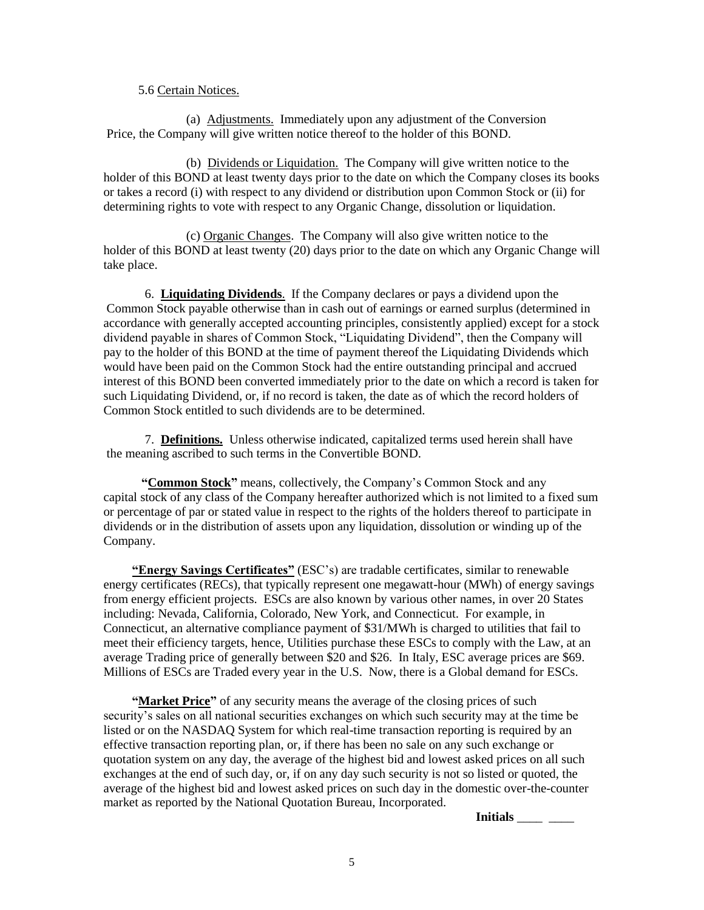5.6 Certain Notices.

(a) Adjustments. Immediately upon any adjustment of the Conversion Price, the Company will give written notice thereof to the holder of this BOND.

(b) Dividends or Liquidation. The Company will give written notice to the holder of this BOND at least twenty days prior to the date on which the Company closes its books or takes a record (i) with respect to any dividend or distribution upon Common Stock or (ii) for determining rights to vote with respect to any Organic Change, dissolution or liquidation.

(c) Organic Changes. The Company will also give written notice to the holder of this BOND at least twenty (20) days prior to the date on which any Organic Change will take place.

6. **Liquidating Dividends**. If the Company declares or pays a dividend upon the Common Stock payable otherwise than in cash out of earnings or earned surplus (determined in accordance with generally accepted accounting principles, consistently applied) except for a stock dividend payable in shares of Common Stock, "Liquidating Dividend", then the Company will pay to the holder of this BOND at the time of payment thereof the Liquidating Dividends which would have been paid on the Common Stock had the entire outstanding principal and accrued interest of this BOND been converted immediately prior to the date on which a record is taken for such Liquidating Dividend, or, if no record is taken, the date as of which the record holders of Common Stock entitled to such dividends are to be determined.

7. **Definitions.** Unless otherwise indicated, capitalized terms used herein shall have the meaning ascribed to such terms in the Convertible BOND.

**"Common Stock"** means, collectively, the Company's Common Stock and any capital stock of any class of the Company hereafter authorized which is not limited to a fixed sum or percentage of par or stated value in respect to the rights of the holders thereof to participate in dividends or in the distribution of assets upon any liquidation, dissolution or winding up of the Company.

**"Energy Savings Certificates"** (ESC's) are tradable certificates, similar to renewable energy certificates (RECs), that typically represent one megawatt-hour (MWh) of energy savings from energy efficient projects. ESCs are also known by various other names, in over 20 States including: Nevada, California, Colorado, New York, and Connecticut. For example, in Connecticut, an alternative compliance payment of $31/MWh is charged to utilities that fail to meet their efficiency targets, hence, Utilities purchase these ESCs to comply with the Law, at an average Trading price of generally between $20 and $26. In Italy, ESC average prices are $69. Millions of ESCs are Traded every year in the U.S. Now, there is a Global demand for ESCs.

**"Market Price"** of any security means the average of the closing prices of such security's sales on all national securities exchanges on which such security may at the time be listed or on the NASDAQ System for which real-time transaction reporting is required by an effective transaction reporting plan, or, if there has been no sale on any such exchange or quotation system on any day, the average of the highest bid and lowest asked prices on all such exchanges at the end of such day, or, if on any day such security is not so listed or quoted, the average of the highest bid and lowest asked prices on such day in the domestic over-the-counter market as reported by the National Quotation Bureau, Incorporated.

**Initials** ____ ____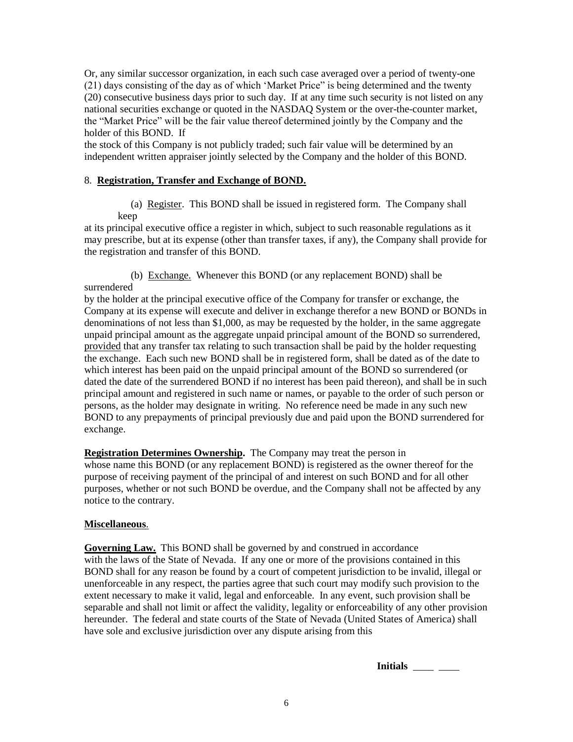Or, any similar successor organization, in each such case averaged over a period of twenty-one (21) days consisting of the day as of which 'Market Price" is being determined and the twenty (20) consecutive business days prior to such day. If at any time such security is not listed on any national securities exchange or quoted in the NASDAQ System or the over-the-counter market, the "Market Price" will be the fair value thereof determined jointly by the Company and the holder of this BOND. If the stock of this Company is not publicly traded; such fair value will be determined by an independent written appraiser jointly selected by the Company and the holder of this BOND.

8. **Registration, Transfer and Exchange of BOND.**

(a) Register. This BOND shall be issued in registered form. The Company shall keep at its principal executive office a register in which, subject to such reasonable regulations as it may prescribe, but at its expense (other than transfer taxes, if any), the Company shall provide for the registration and transfer of this BOND.

(b) Exchange. Whenever this BOND (or any replacement BOND) shall be surrendered by the holder at the principal executive office of the Company for transfer or exchange, the Company at its expense will execute and deliver in exchange therefor a new BOND or BONDs in denominations of not less than $1,000, as may be requested by the holder, in the same aggregate unpaid principal amount as the aggregate unpaid principal amount of the BOND so surrendered, provided that any transfer tax relating to such transaction shall be paid by the holder requesting the exchange. Each such new BOND shall be in registered form, shall be dated as of the date to which interest has been paid on the unpaid principal amount of the BOND so surrendered (or dated the date of the surrendered BOND if no interest has been paid thereon), and shall be in such principal amount and registered in such name or names, or payable to the order of such person or persons, as the holder may designate in writing. No reference need be made in any such new BOND to any prepayments of principal previously due and paid upon the BOND surrendered for exchange.

**Registration Determines Ownership.** The Company may treat the person in whose name this BOND (or any replacement BOND) is registered as the owner thereof for the purpose of receiving payment of the principal of and interest on such BOND and for all other purposes, whether or not such BOND be overdue, and the Company shall not be affected by any notice to the contrary.

**Miscellaneous**.

**Governing Law.** This BOND shall be governed by and construed in accordance with the laws of the State of Nevada. If any one or more of the provisions contained in this BOND shall for any reason be found by a court of competent jurisdiction to be invalid, illegal or unenforceable in any respect, the parties agree that such court may modify such provision to the extent necessary to make it valid, legal and enforceable. In any event, such provision shall be separable and shall not limit or affect the validity, legality or enforceability of any other provision hereunder. The federal and state courts of the State of Nevada (United States of America) shall have sole and exclusive jurisdiction over any dispute arising from this

**Initials** ____ ____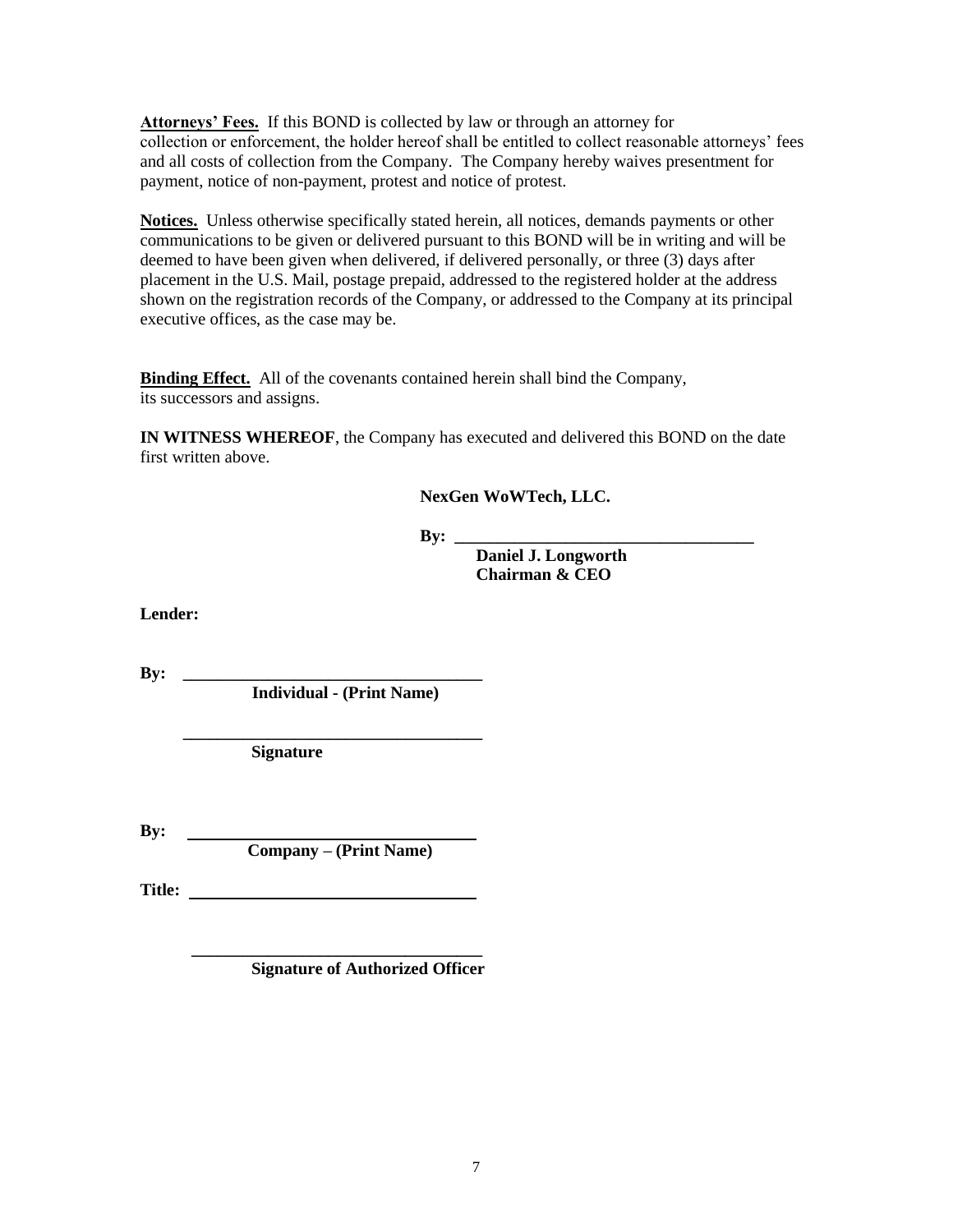**Attorneys' Fees.** If this BOND is collected by law or through an attorney for collection or enforcement, the holder hereof shall be entitled to collect reasonable attorneys' fees and all costs of collection from the Company. The Company hereby waives presentment for payment, notice of non-payment, protest and notice of protest.

**Notices.** Unless otherwise specifically stated herein, all notices, demands payments or other communications to be given or delivered pursuant to this BOND will be in writing and will be deemed to have been given when delivered, if delivered personally, or three (3) days after placement in the U.S. Mail, postage prepaid, addressed to the registered holder at the address shown on the registration records of the Company, or addressed to the Company at its principal executive offices, as the case may be.

**Binding Effect.** All of the covenants contained herein shall bind the Company, its successors and assigns.

**IN WITNESS WHEREOF**, the Company has executed and delivered this BOND on the date first written above.

**NexGen WoWTech, LLC.**

**By: ___________________________________**
**Daniel J. Longworth**
**Chairman & CEO**

**Lender:**

**By: ___________________________________**
**Individual - (Print Name)**

___________________________________
**Signature**

**By: ___________________________________**
**Company – (Print Name)**

**Title: ___________________________________**

___________________________________
**Signature of Authorized Officer**